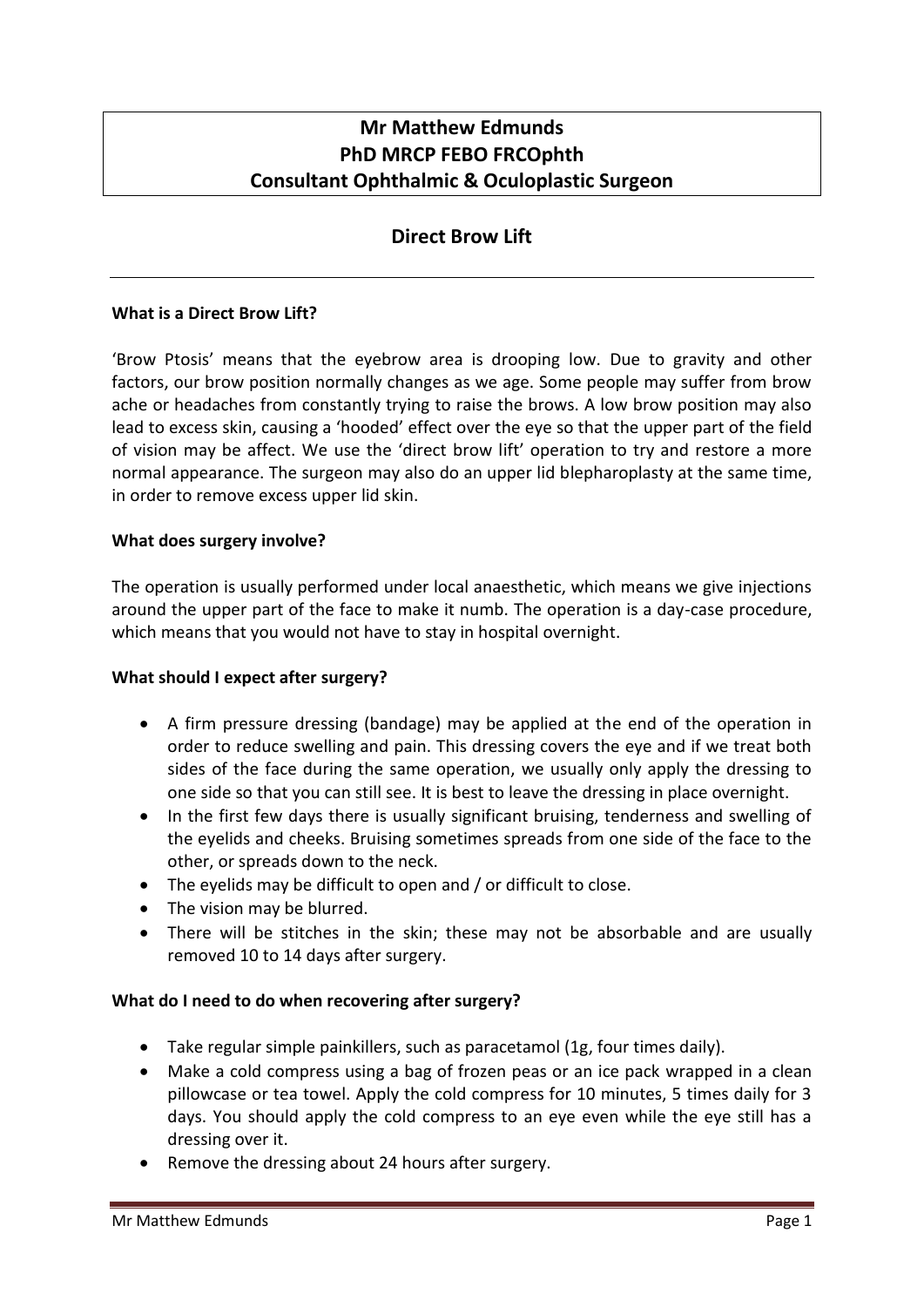**Mr Matthew Edmunds**
**PhD MRCP FEBO FRCOphth**
**Consultant Ophthalmic & Oculoplastic Surgeon**

# Direct Brow Lift

### What is a Direct Brow Lift?

'Brow Ptosis' means that the eyebrow area is drooping low. Due to gravity and other factors, our brow position normally changes as we age. Some people may suffer from brow ache or headaches from constantly trying to raise the brows. A low brow position may also lead to excess skin, causing a 'hooded' effect over the eye so that the upper part of the field of vision may be affect. We use the 'direct brow lift' operation to try and restore a more normal appearance. The surgeon may also do an upper lid blepharoplasty at the same time, in order to remove excess upper lid skin.

### What does surgery involve?

The operation is usually performed under local anaesthetic, which means we give injections around the upper part of the face to make it numb. The operation is a day-case procedure, which means that you would not have to stay in hospital overnight.

### What should I expect after surgery?

- A firm pressure dressing (bandage) may be applied at the end of the operation in order to reduce swelling and pain. This dressing covers the eye and if we treat both sides of the face during the same operation, we usually only apply the dressing to one side so that you can still see. It is best to leave the dressing in place overnight.
- In the first few days there is usually significant bruising, tenderness and swelling of the eyelids and cheeks. Bruising sometimes spreads from one side of the face to the other, or spreads down to the neck.
- The eyelids may be difficult to open and / or difficult to close.
- The vision may be blurred.
- There will be stitches in the skin; these may not be absorbable and are usually removed 10 to 14 days after surgery.

### What do I need to do when recovering after surgery?

- Take regular simple painkillers, such as paracetamol (1g, four times daily).
- Make a cold compress using a bag of frozen peas or an ice pack wrapped in a clean pillowcase or tea towel. Apply the cold compress for 10 minutes, 5 times daily for 3 days. You should apply the cold compress to an eye even while the eye still has a dressing over it.
- Remove the dressing about 24 hours after surgery.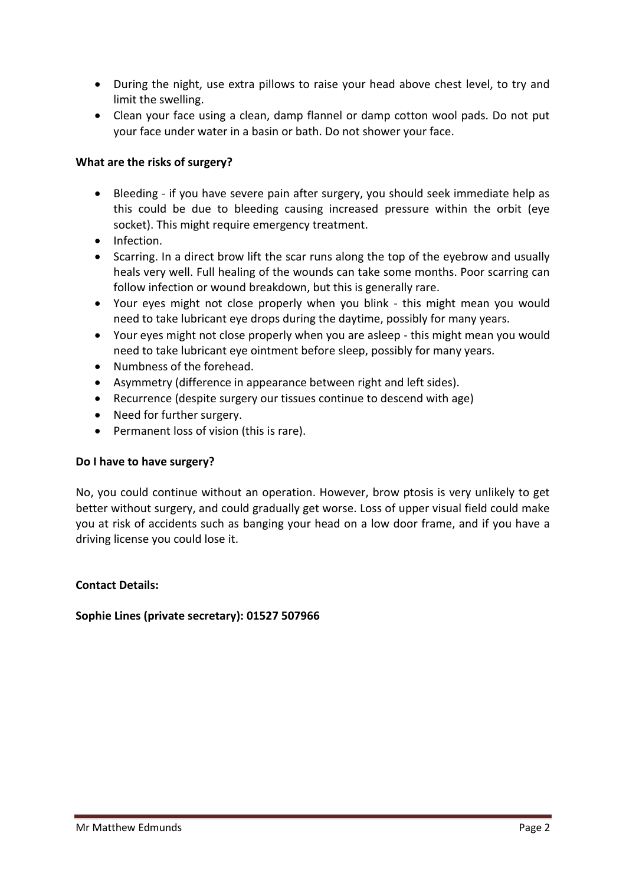- During the night, use extra pillows to raise your head above chest level, to try and limit the swelling.
- Clean your face using a clean, damp flannel or damp cotton wool pads. Do not put your face under water in a basin or bath. Do not shower your face.

**What are the risks of surgery?**

- Bleeding - if you have severe pain after surgery, you should seek immediate help as this could be due to bleeding causing increased pressure within the orbit (eye socket). This might require emergency treatment.
- Infection.
- Scarring. In a direct brow lift the scar runs along the top of the eyebrow and usually heals very well. Full healing of the wounds can take some months. Poor scarring can follow infection or wound breakdown, but this is generally rare.
- Your eyes might not close properly when you blink - this might mean you would need to take lubricant eye drops during the daytime, possibly for many years.
- Your eyes might not close properly when you are asleep - this might mean you would need to take lubricant eye ointment before sleep, possibly for many years.
- Numbness of the forehead.
- Asymmetry (difference in appearance between right and left sides).
- Recurrence (despite surgery our tissues continue to descend with age)
- Need for further surgery.
- Permanent loss of vision (this is rare).

**Do I have to have surgery?**

No, you could continue without an operation. However, brow ptosis is very unlikely to get better without surgery, and could gradually get worse. Loss of upper visual field could make you at risk of accidents such as banging your head on a low door frame, and if you have a driving license you could lose it.

**Contact Details:**

**Sophie Lines (private secretary): 01527 507966**